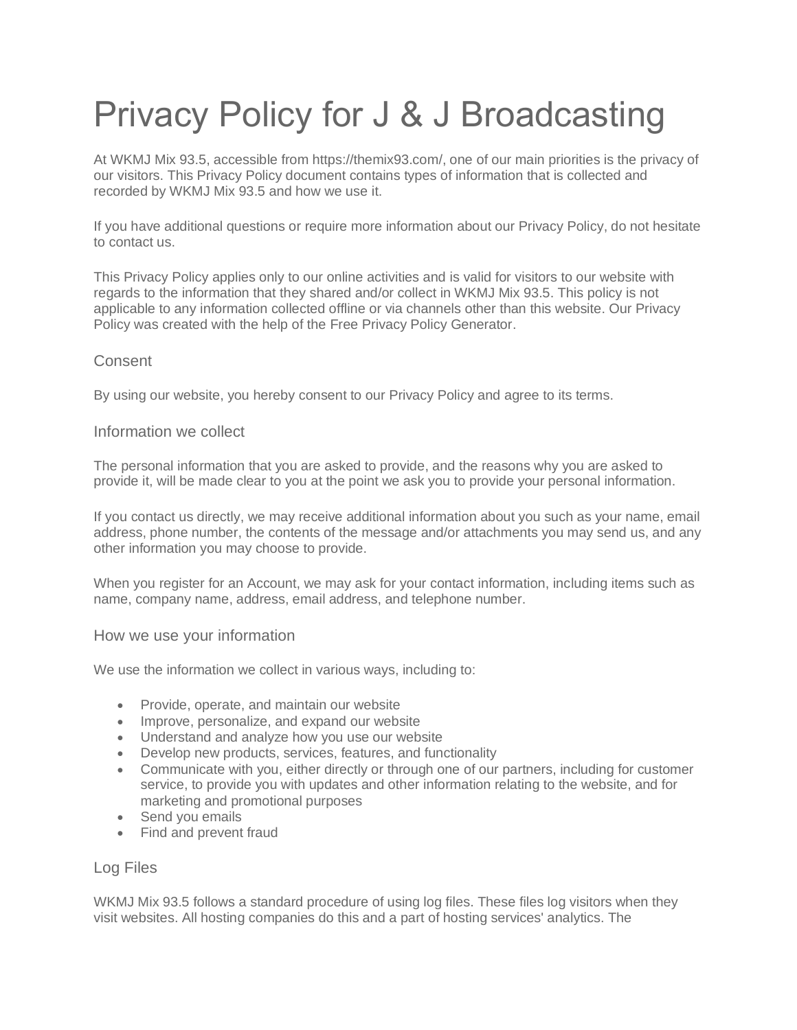# Privacy Policy for J & J Broadcasting

At WKMJ Mix 93.5, accessible from https://themix93.com/, one of our main priorities is the privacy of our visitors. This Privacy Policy document contains types of information that is collected and recorded by WKMJ Mix 93.5 and how we use it.

If you have additional questions or require more information about our Privacy Policy, do not hesitate to contact us.

This Privacy Policy applies only to our online activities and is valid for visitors to our website with regards to the information that they shared and/or collect in WKMJ Mix 93.5. This policy is not applicable to any information collected offline or via channels other than this website. Our Privacy Policy was created with the help of the Free Privacy Policy Generator.

## Consent

By using our website, you hereby consent to our Privacy Policy and agree to its terms.

## Information we collect

The personal information that you are asked to provide, and the reasons why you are asked to provide it, will be made clear to you at the point we ask you to provide your personal information.

If you contact us directly, we may receive additional information about you such as your name, email address, phone number, the contents of the message and/or attachments you may send us, and any other information you may choose to provide.

When you register for an Account, we may ask for your contact information, including items such as name, company name, address, email address, and telephone number.

## How we use your information

We use the information we collect in various ways, including to:

- Provide, operate, and maintain our website
- Improve, personalize, and expand our website
- Understand and analyze how you use our website
- Develop new products, services, features, and functionality
- Communicate with you, either directly or through one of our partners, including for customer service, to provide you with updates and other information relating to the website, and for marketing and promotional purposes
- Send you emails
- Find and prevent fraud

## Log Files

WKMJ Mix 93.5 follows a standard procedure of using log files. These files log visitors when they visit websites. All hosting companies do this and a part of hosting services' analytics. The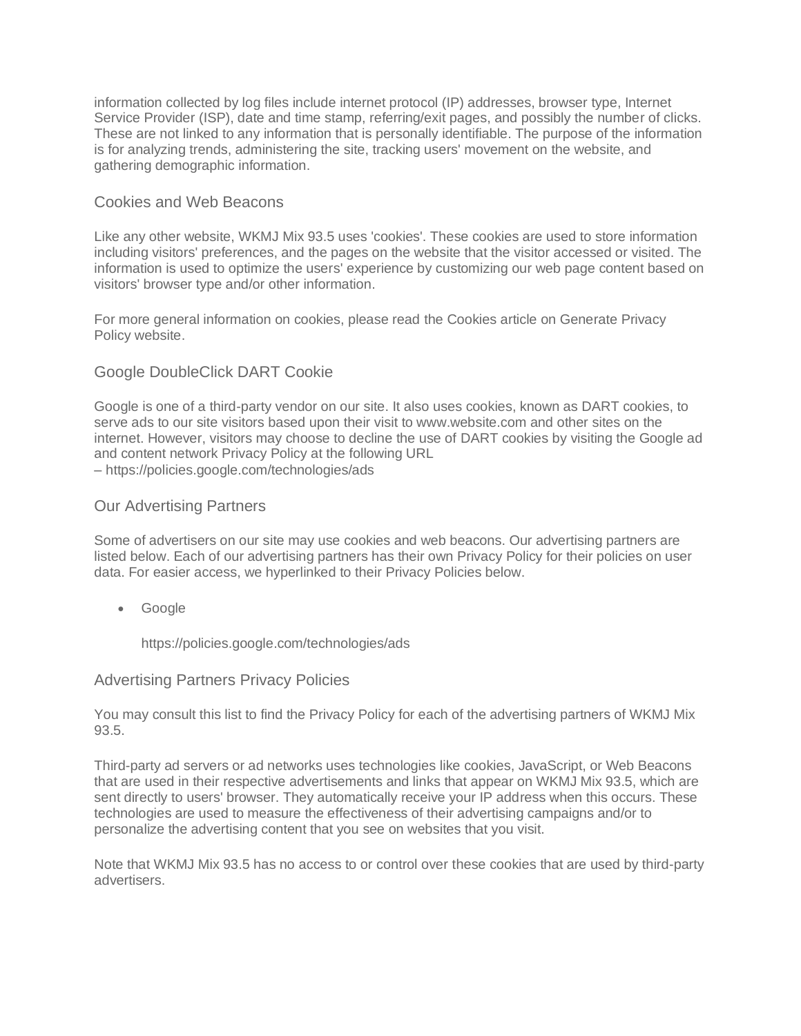information collected by log files include internet protocol (IP) addresses, browser type, Internet Service Provider (ISP), date and time stamp, referring/exit pages, and possibly the number of clicks. These are not linked to any information that is personally identifiable. The purpose of the information is for analyzing trends, administering the site, tracking users' movement on the website, and gathering demographic information.

## Cookies and Web Beacons

Like any other website, WKMJ Mix 93.5 uses 'cookies'. These cookies are used to store information including visitors' preferences, and the pages on the website that the visitor accessed or visited. The information is used to optimize the users' experience by customizing our web page content based on visitors' browser type and/or other information.

For more general information on cookies, please read the Cookies article on Generate Privacy Policy website.

## Google DoubleClick DART Cookie

Google is one of a third-party vendor on our site. It also uses cookies, known as DART cookies, to serve ads to our site visitors based upon their visit to www.website.com and other sites on the internet. However, visitors may choose to decline the use of DART cookies by visiting the Google ad and content network Privacy Policy at the following URL
– https://policies.google.com/technologies/ads

## Our Advertising Partners

Some of advertisers on our site may use cookies and web beacons. Our advertising partners are listed below. Each of our advertising partners has their own Privacy Policy for their policies on user data. For easier access, we hyperlinked to their Privacy Policies below.

- Google

  https://policies.google.com/technologies/ads

## Advertising Partners Privacy Policies

You may consult this list to find the Privacy Policy for each of the advertising partners of WKMJ Mix 93.5.

Third-party ad servers or ad networks uses technologies like cookies, JavaScript, or Web Beacons that are used in their respective advertisements and links that appear on WKMJ Mix 93.5, which are sent directly to users' browser. They automatically receive your IP address when this occurs. These technologies are used to measure the effectiveness of their advertising campaigns and/or to personalize the advertising content that you see on websites that you visit.

Note that WKMJ Mix 93.5 has no access to or control over these cookies that are used by third-party advertisers.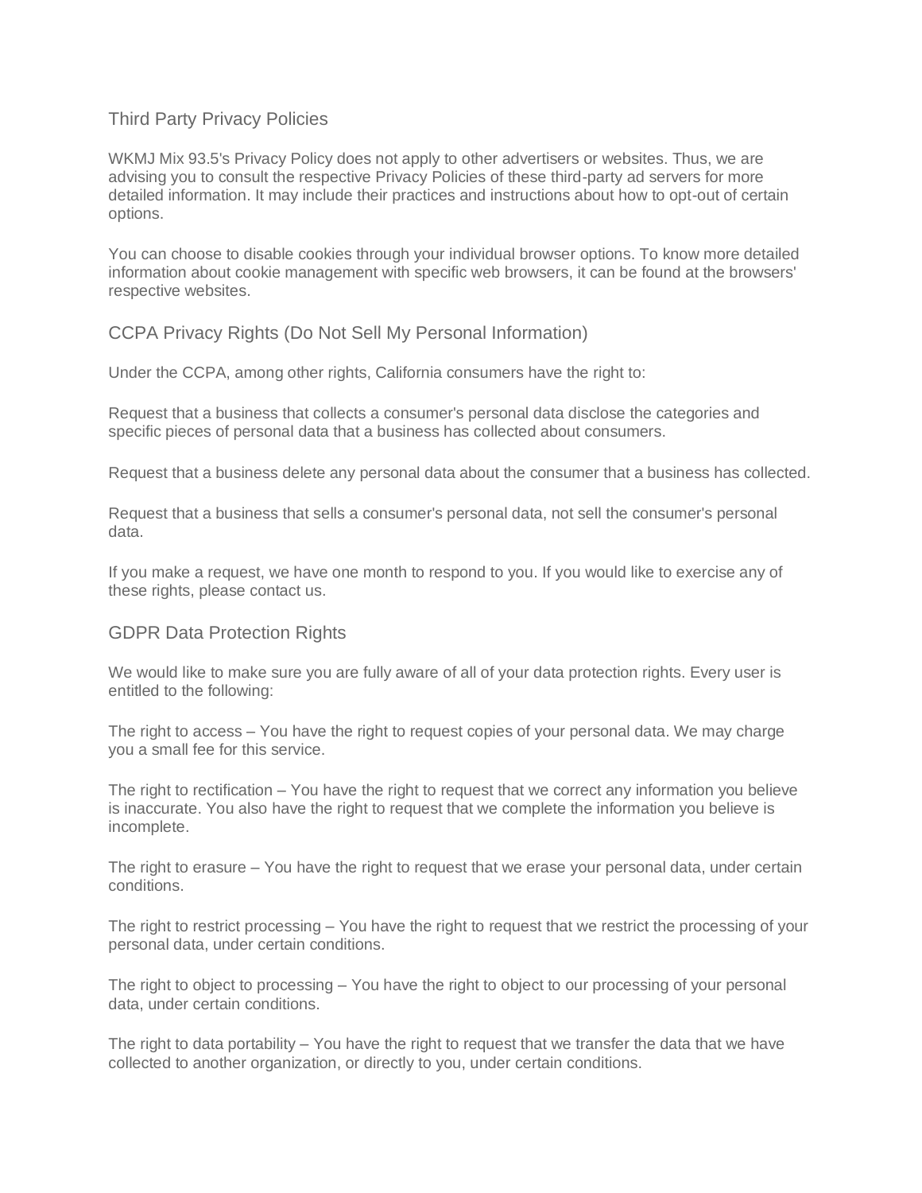## Third Party Privacy Policies

WKMJ Mix 93.5's Privacy Policy does not apply to other advertisers or websites. Thus, we are advising you to consult the respective Privacy Policies of these third-party ad servers for more detailed information. It may include their practices and instructions about how to opt-out of certain options.

You can choose to disable cookies through your individual browser options. To know more detailed information about cookie management with specific web browsers, it can be found at the browsers' respective websites.

## CCPA Privacy Rights (Do Not Sell My Personal Information)

Under the CCPA, among other rights, California consumers have the right to:

Request that a business that collects a consumer's personal data disclose the categories and specific pieces of personal data that a business has collected about consumers.

Request that a business delete any personal data about the consumer that a business has collected.

Request that a business that sells a consumer's personal data, not sell the consumer's personal data.

If you make a request, we have one month to respond to you. If you would like to exercise any of these rights, please contact us.

## GDPR Data Protection Rights

We would like to make sure you are fully aware of all of your data protection rights. Every user is entitled to the following:

The right to access – You have the right to request copies of your personal data. We may charge you a small fee for this service.

The right to rectification – You have the right to request that we correct any information you believe is inaccurate. You also have the right to request that we complete the information you believe is incomplete.

The right to erasure – You have the right to request that we erase your personal data, under certain conditions.

The right to restrict processing – You have the right to request that we restrict the processing of your personal data, under certain conditions.

The right to object to processing – You have the right to object to our processing of your personal data, under certain conditions.

The right to data portability – You have the right to request that we transfer the data that we have collected to another organization, or directly to you, under certain conditions.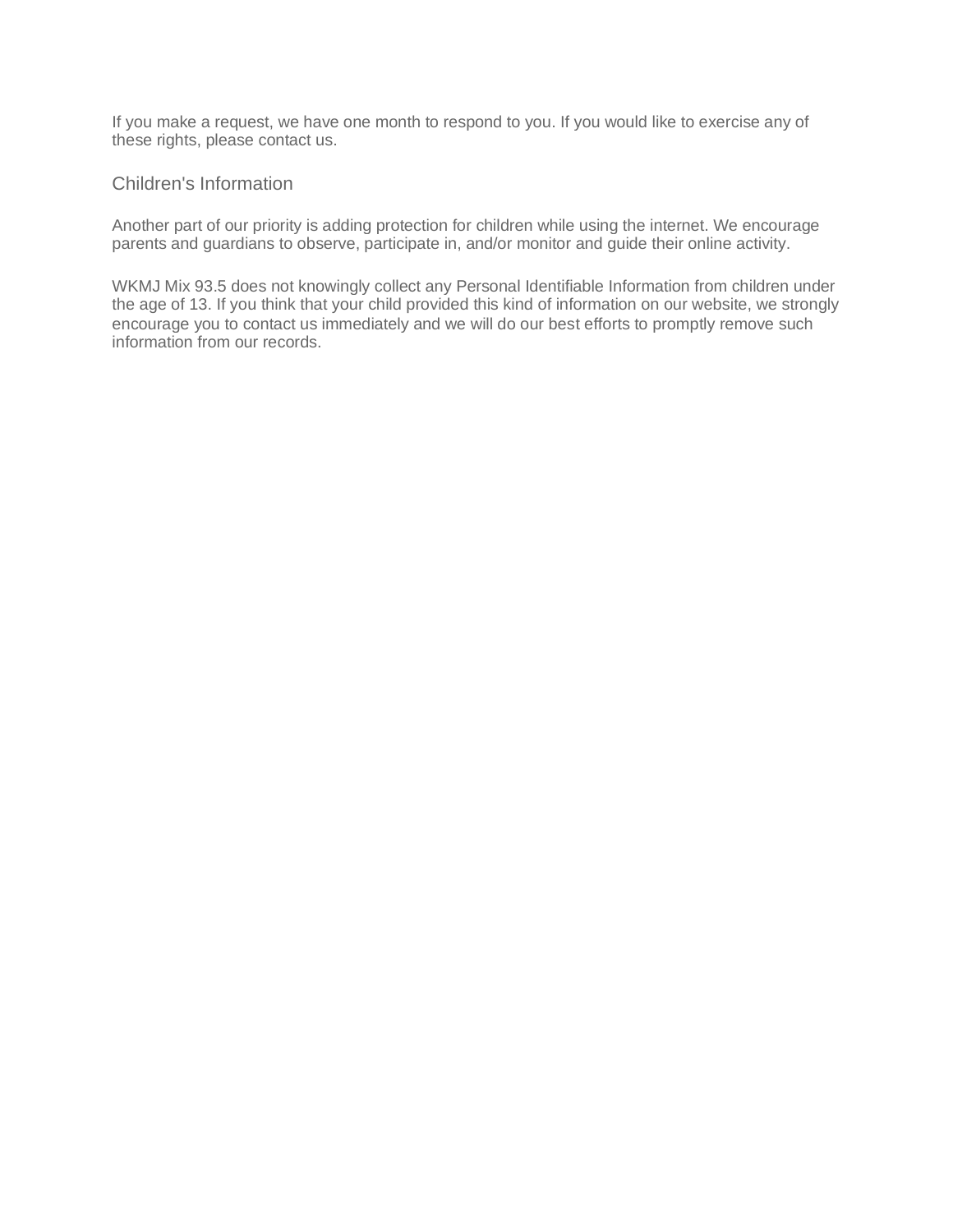If you make a request, we have one month to respond to you. If you would like to exercise any of these rights, please contact us.

## Children's Information

Another part of our priority is adding protection for children while using the internet. We encourage parents and guardians to observe, participate in, and/or monitor and guide their online activity.

WKMJ Mix 93.5 does not knowingly collect any Personal Identifiable Information from children under the age of 13. If you think that your child provided this kind of information on our website, we strongly encourage you to contact us immediately and we will do our best efforts to promptly remove such information from our records.